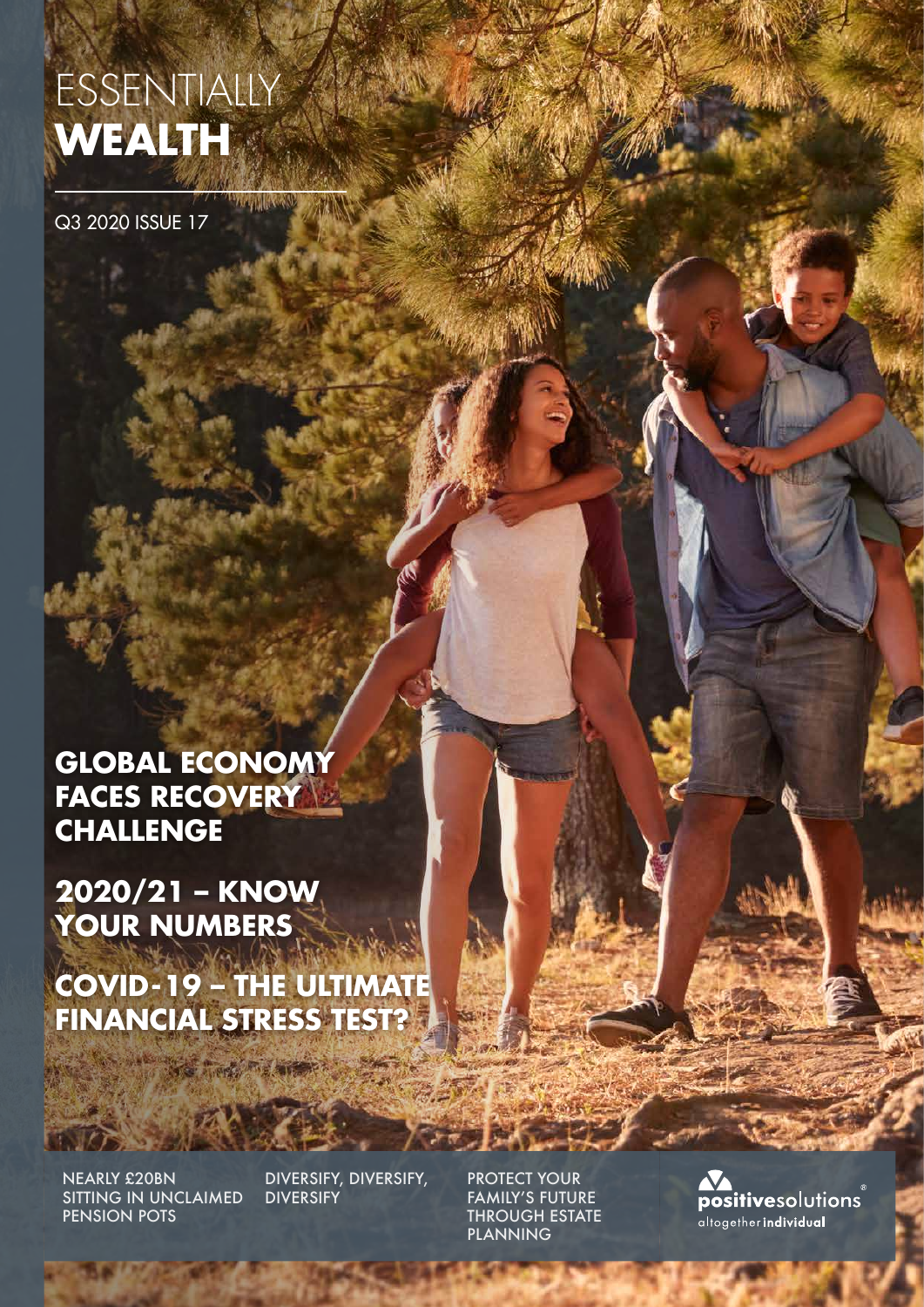# ESSENTIALLY **WEALTH**

Q3 2020 ISSUE 17

## GLOBAL ECONOMY FACES RECOVERY CHALLENGE

## 2020/21 – KNOW YOUR NUMBERS

## COVID-19 – THE ULTIMATE FINANCIAL STRESS TEST?

NEARLY £20BN SITTING IN UNCLAIMED PENSION POTS

DIVERSIFY, DIVERSIFY, DIVERSIFY

PROTECT YOUR FAMILY'S FUTURE THROUGH ESTATE PLANNING

**positive**solutions®
altogether **individual**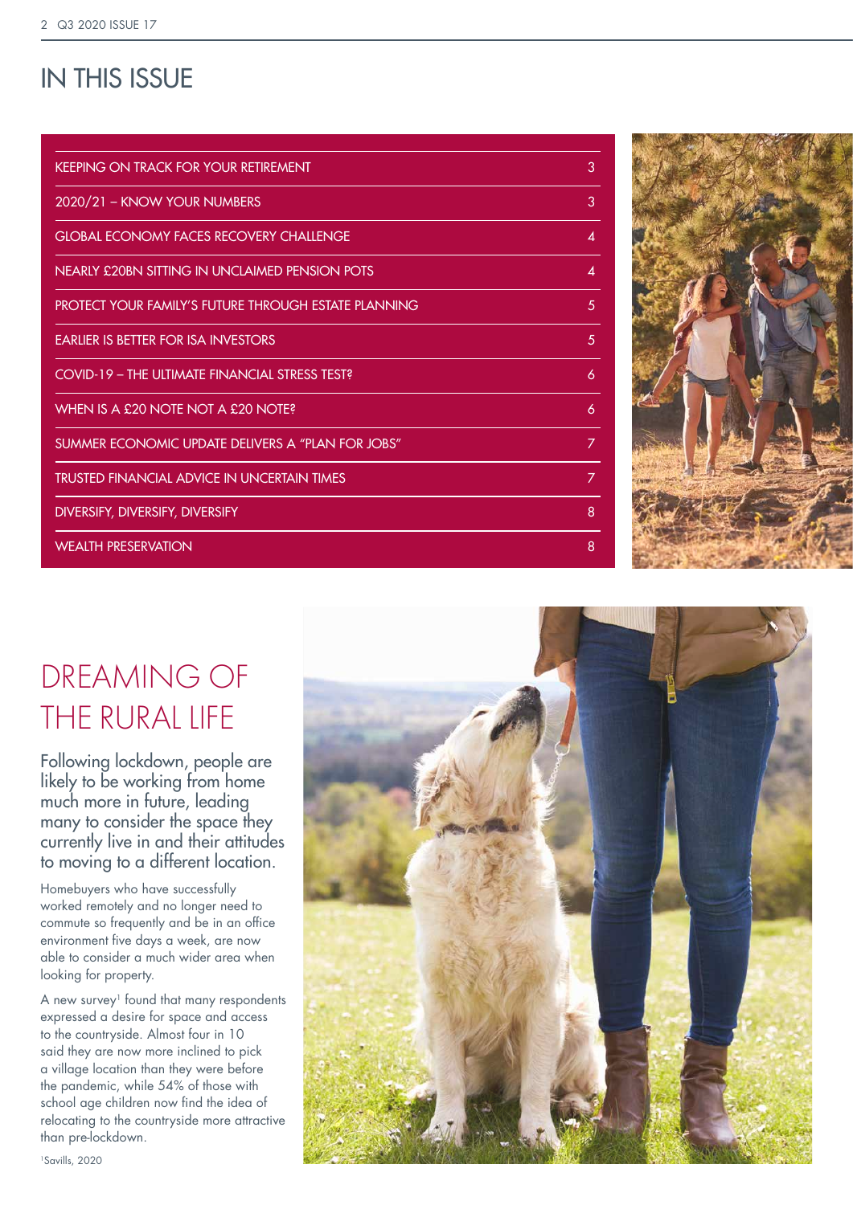# IN THIS ISSUE

| | |
|---|---|
| KEEPING ON TRACK FOR YOUR RETIREMENT | 3 |
| 2020/21 – KNOW YOUR NUMBERS | 3 |
| GLOBAL ECONOMY FACES RECOVERY CHALLENGE | 4 |
| NEARLY £20BN SITTING IN UNCLAIMED PENSION POTS | 4 |
| PROTECT YOUR FAMILY'S FUTURE THROUGH ESTATE PLANNING | 5 |
| EARLIER IS BETTER FOR ISA INVESTORS | 5 |
| COVID-19 – THE ULTIMATE FINANCIAL STRESS TEST? | 6 |
| WHEN IS A £20 NOTE NOT A £20 NOTE? | 6 |
| SUMMER ECONOMIC UPDATE DELIVERS A "PLAN FOR JOBS" | 7 |
| TRUSTED FINANCIAL ADVICE IN UNCERTAIN TIMES | 7 |
| DIVERSIFY, DIVERSIFY, DIVERSIFY | 8 |
| WEALTH PRESERVATION | 8 |

# DREAMING OF THE RURAL LIFE

Following lockdown, people are likely to be working from home much more in future, leading many to consider the space they currently live in and their attitudes to moving to a different location.

Homebuyers who have successfully worked remotely and no longer need to commute so frequently and be in an office environment five days a week, are now able to consider a much wider area when looking for property.

A new survey[1] found that many respondents expressed a desire for space and access to the countryside. Almost four in 10 said they are now more inclined to pick a village location than they were before the pandemic, while 54% of those with school age children now find the idea of relocating to the countryside more attractive than pre-lockdown.

[1]Savills, 2020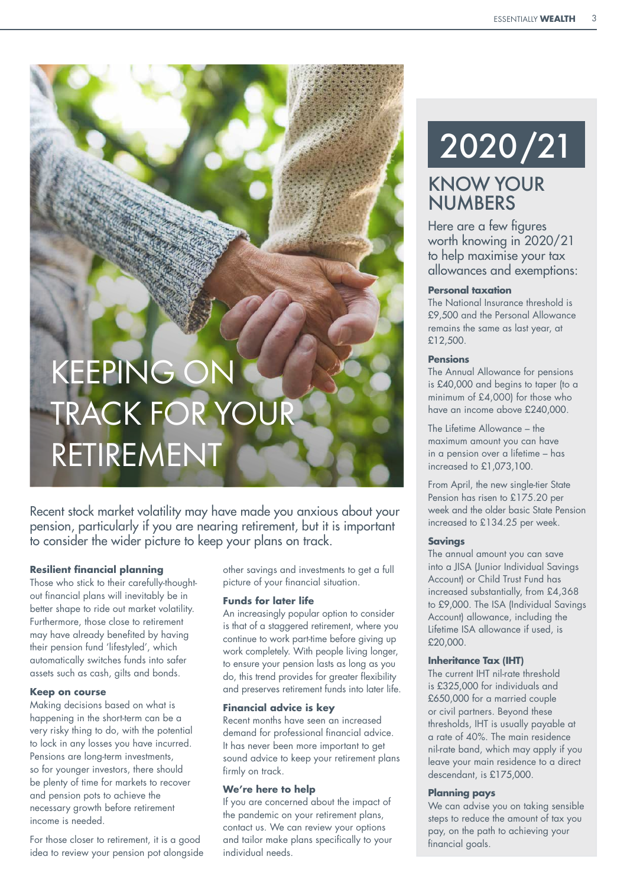# KEEPING ON TRACK FOR YOUR RETIREMENT

Recent stock market volatility may have made you anxious about your pension, particularly if you are nearing retirement, but it is important to consider the wider picture to keep your plans on track.

### Resilient financial planning

Those who stick to their carefully-thought-out financial plans will inevitably be in better shape to ride out market volatility. Furthermore, those close to retirement may have already benefited by having their pension fund 'lifestyled', which automatically switches funds into safer assets such as cash, gilts and bonds.

### Keep on course

Making decisions based on what is happening in the short-term can be a very risky thing to do, with the potential to lock in any losses you have incurred. Pensions are long-term investments, so for younger investors, there should be plenty of time for markets to recover and pension pots to achieve the necessary growth before retirement income is needed.

For those closer to retirement, it is a good idea to review your pension pot alongside other savings and investments to get a full picture of your financial situation.

### Funds for later life

An increasingly popular option to consider is that of a staggered retirement, where you continue to work part-time before giving up work completely. With people living longer, to ensure your pension lasts as long as you do, this trend provides for greater flexibility and preserves retirement funds into later life.

### Financial advice is key

Recent months have seen an increased demand for professional financial advice. It has never been more important to get sound advice to keep your retirement plans firmly on track.

### We're here to help

If you are concerned about the impact of the pandemic on your retirement plans, contact us. We can review your options and tailor make plans specifically to your individual needs.

# 2020/21

## KNOW YOUR NUMBERS

Here are a few figures worth knowing in 2020/21 to help maximise your tax allowances and exemptions:

### Personal taxation

The National Insurance threshold is £9,500 and the Personal Allowance remains the same as last year, at £12,500.

### Pensions

The Annual Allowance for pensions is £40,000 and begins to taper (to a minimum of £4,000) for those who have an income above £240,000.

The Lifetime Allowance – the maximum amount you can have in a pension over a lifetime – has increased to £1,073,100.

From April, the new single-tier State Pension has risen to £175.20 per week and the older basic State Pension increased to £134.25 per week.

### Savings

The annual amount you can save into a JISA (Junior Individual Savings Account) or Child Trust Fund has increased substantially, from £4,368 to £9,000. The ISA (Individual Savings Account) allowance, including the Lifetime ISA allowance if used, is £20,000.

### Inheritance Tax (IHT)

The current IHT nil-rate threshold is £325,000 for individuals and £650,000 for a married couple or civil partners. Beyond these thresholds, IHT is usually payable at a rate of 40%. The main residence nil-rate band, which may apply if you leave your main residence to a direct descendant, is £175,000.

### Planning pays

We can advise you on taking sensible steps to reduce the amount of tax you pay, on the path to achieving your financial goals.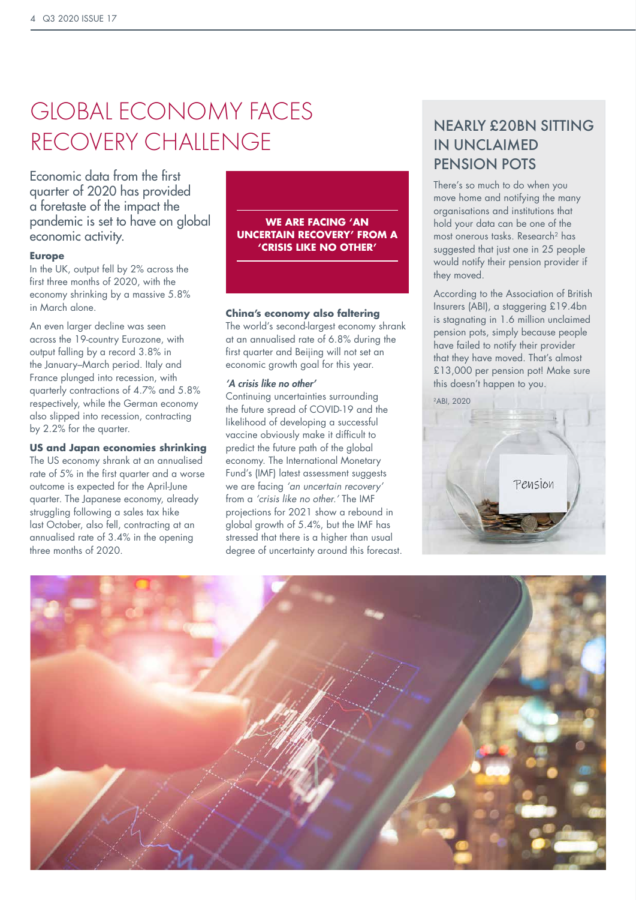# GLOBAL ECONOMY FACES RECOVERY CHALLENGE

Economic data from the first quarter of 2020 has provided a foretaste of the impact the pandemic is set to have on global economic activity.

**Europe**

In the UK, output fell by 2% across the first three months of 2020, with the economy shrinking by a massive 5.8% in March alone.

An even larger decline was seen across the 19-country Eurozone, with output falling by a record 3.8% in the January–March period. Italy and France plunged into recession, with quarterly contractions of 4.7% and 5.8% respectively, while the German economy also slipped into recession, contracting by 2.2% for the quarter.

**US and Japan economies shrinking**

The US economy shrank at an annualised rate of 5% in the first quarter and a worse outcome is expected for the April-June quarter. The Japanese economy, already struggling following a sales tax hike last October, also fell, contracting at an annualised rate of 3.4% in the opening three months of 2020.

**WE ARE FACING 'AN UNCERTAIN RECOVERY' FROM A 'CRISIS LIKE NO OTHER'**

**China's economy also faltering**

The world's second-largest economy shrank at an annualised rate of 6.8% during the first quarter and Beijing will not set an economic growth goal for this year.

***'A crisis like no other'***

Continuing uncertainties surrounding the future spread of COVID-19 and the likelihood of developing a successful vaccine obviously make it difficult to predict the future path of the global economy. The International Monetary Fund's (IMF) latest assessment suggests we are facing *'an uncertain recovery'* from a *'crisis like no other.'* The IMF projections for 2021 show a rebound in global growth of 5.4%, but the IMF has stressed that there is a higher than usual degree of uncertainty around this forecast.

## NEARLY £20BN SITTING IN UNCLAIMED PENSION POTS

There's so much to do when you move home and notifying the many organisations and institutions that hold your data can be one of the most onerous tasks. Research[2] has suggested that just one in 25 people would notify their pension provider if they moved.

According to the Association of British Insurers (ABI), a staggering £19.4bn is stagnating in 1.6 million unclaimed pension pots, simply because people have failed to notify their provider that they have moved. That's almost £13,000 per pension pot! Make sure this doesn't happen to you.

[2]ABI, 2020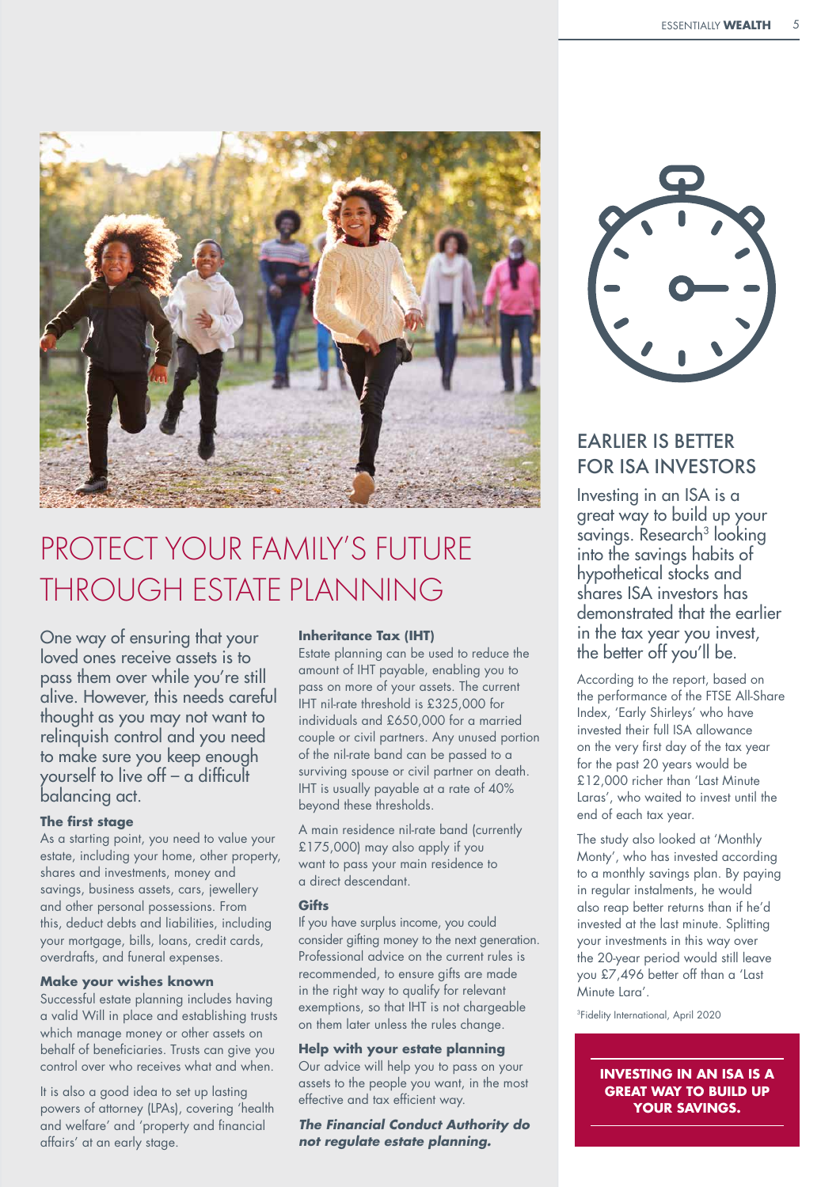# PROTECT YOUR FAMILY'S FUTURE THROUGH ESTATE PLANNING

One way of ensuring that your loved ones receive assets is to pass them over while you're still alive. However, this needs careful thought as you may not want to relinquish control and you need to make sure you keep enough yourself to live off – a difficult balancing act.

### The first stage

As a starting point, you need to value your estate, including your home, other property, shares and investments, money and savings, business assets, cars, jewellery and other personal possessions. From this, deduct debts and liabilities, including your mortgage, bills, loans, credit cards, overdrafts, and funeral expenses.

### Make your wishes known

Successful estate planning includes having a valid Will in place and establishing trusts which manage money or other assets on behalf of beneficiaries. Trusts can give you control over who receives what and when.

It is also a good idea to set up lasting powers of attorney (LPAs), covering 'health and welfare' and 'property and financial affairs' at an early stage.

### Inheritance Tax (IHT)

Estate planning can be used to reduce the amount of IHT payable, enabling you to pass on more of your assets. The current IHT nil-rate threshold is £325,000 for individuals and £650,000 for a married couple or civil partners. Any unused portion of the nil-rate band can be passed to a surviving spouse or civil partner on death. IHT is usually payable at a rate of 40% beyond these thresholds.

A main residence nil-rate band (currently £175,000) may also apply if you want to pass your main residence to a direct descendant.

### Gifts

If you have surplus income, you could consider gifting money to the next generation. Professional advice on the current rules is recommended, to ensure gifts are made in the right way to qualify for relevant exemptions, so that IHT is not chargeable on them later unless the rules change.

### Help with your estate planning

Our advice will help you to pass on your assets to the people you want, in the most effective and tax efficient way.

***The Financial Conduct Authority do not regulate estate planning.***

## EARLIER IS BETTER FOR ISA INVESTORS

Investing in an ISA is a great way to build up your savings. Research[3] looking into the savings habits of hypothetical stocks and shares ISA investors has demonstrated that the earlier in the tax year you invest, the better off you'll be.

According to the report, based on the performance of the FTSE All-Share Index, 'Early Shirleys' who have invested their full ISA allowance on the very first day of the tax year for the past 20 years would be £12,000 richer than 'Last Minute Laras', who waited to invest until the end of each tax year.

The study also looked at 'Monthly Monty', who has invested according to a monthly savings plan. By paying in regular instalments, he would also reap better returns than if he'd invested at the last minute. Splitting your investments in this way over the 20-year period would still leave you £7,496 better off than a 'Last Minute Lara'.

[3]Fidelity International, April 2020

**INVESTING IN AN ISA IS A GREAT WAY TO BUILD UP YOUR SAVINGS.**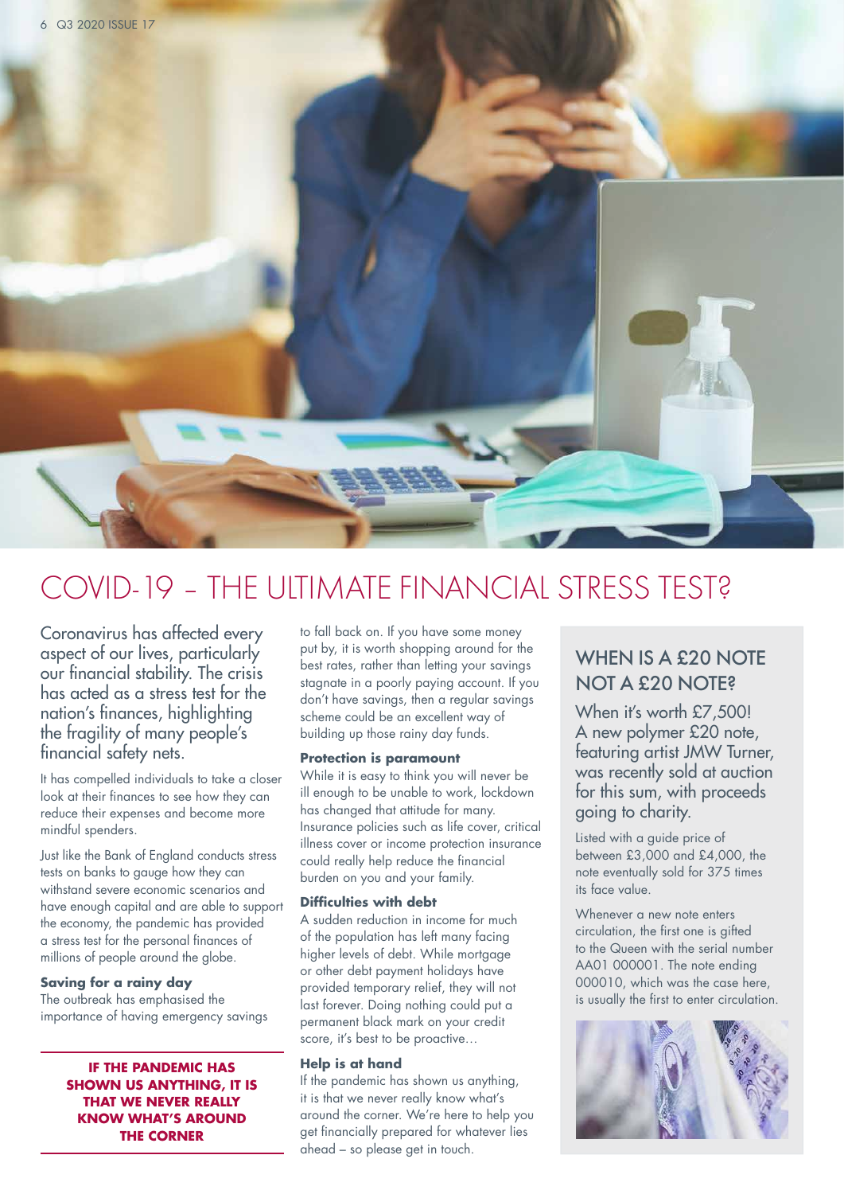# COVID-19 – THE ULTIMATE FINANCIAL STRESS TEST?

Coronavirus has affected every aspect of our lives, particularly our financial stability. The crisis has acted as a stress test for the nation's finances, highlighting the fragility of many people's financial safety nets.

It has compelled individuals to take a closer look at their finances to see how they can reduce their expenses and become more mindful spenders.

Just like the Bank of England conducts stress tests on banks to gauge how they can withstand severe economic scenarios and have enough capital and are able to support the economy, the pandemic has provided a stress test for the personal finances of millions of people around the globe.

**Saving for a rainy day**

The outbreak has emphasised the importance of having emergency savings to fall back on. If you have some money put by, it is worth shopping around for the best rates, rather than letting your savings stagnate in a poorly paying account. If you don't have savings, then a regular savings scheme could be an excellent way of building up those rainy day funds.

**IF THE PANDEMIC HAS SHOWN US ANYTHING, IT IS THAT WE NEVER REALLY KNOW WHAT'S AROUND THE CORNER**

**Protection is paramount**

While it is easy to think you will never be ill enough to be unable to work, lockdown has changed that attitude for many. Insurance policies such as life cover, critical illness cover or income protection insurance could really help reduce the financial burden on you and your family.

**Difficulties with debt**

A sudden reduction in income for much of the population has left many facing higher levels of debt. While mortgage or other debt payment holidays have provided temporary relief, they will not last forever. Doing nothing could put a permanent black mark on your credit score, it's best to be proactive…

**Help is at hand**

If the pandemic has shown us anything, it is that we never really know what's around the corner. We're here to help you get financially prepared for whatever lies ahead – so please get in touch.

## WHEN IS A £20 NOTE NOT A £20 NOTE?

When it's worth £7,500! A new polymer £20 note, featuring artist JMW Turner, was recently sold at auction for this sum, with proceeds going to charity.

Listed with a guide price of between £3,000 and £4,000, the note eventually sold for 375 times its face value.

Whenever a new note enters circulation, the first one is gifted to the Queen with the serial number AA01 000001. The note ending 000010, which was the case here, is usually the first to enter circulation.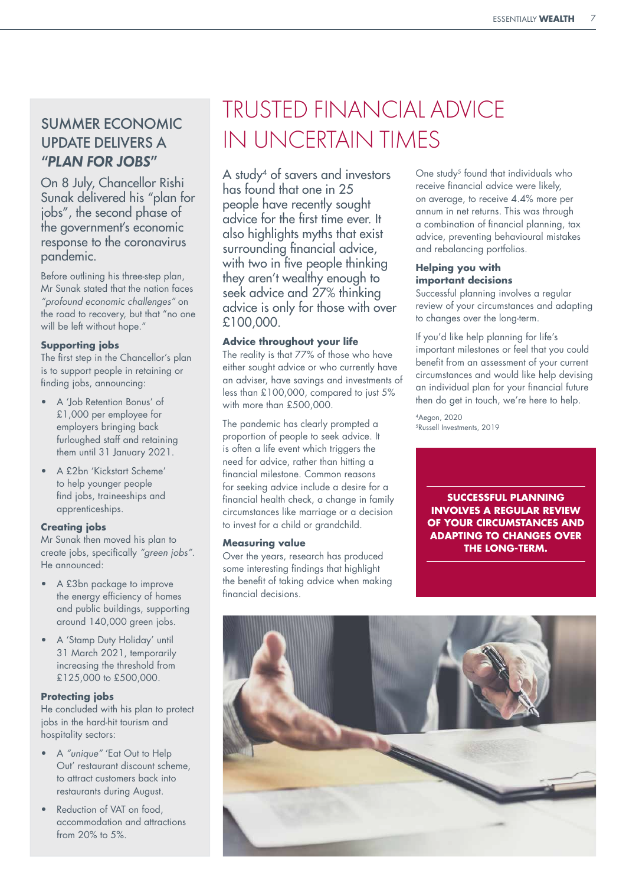## SUMMER ECONOMIC UPDATE DELIVERS A *"PLAN FOR JOBS"*

On 8 July, Chancellor Rishi Sunak delivered his "plan for jobs", the second phase of the government's economic response to the coronavirus pandemic.

Before outlining his three-step plan, Mr Sunak stated that the nation faces *"profound economic challenges"* on the road to recovery, but that "no one will be left without hope."

**Supporting jobs**

The first step in the Chancellor's plan is to support people in retaining or finding jobs, announcing:

- A 'Job Retention Bonus' of £1,000 per employee for employers bringing back furloughed staff and retaining them until 31 January 2021.
- A £2bn 'Kickstart Scheme' to help younger people find jobs, traineeships and apprenticeships.

**Creating jobs**

Mr Sunak then moved his plan to create jobs, specifically *"green jobs"*. He announced:

- A £3bn package to improve the energy efficiency of homes and public buildings, supporting around 140,000 green jobs.
- A 'Stamp Duty Holiday' until 31 March 2021, temporarily increasing the threshold from £125,000 to £500,000.

**Protecting jobs**

He concluded with his plan to protect jobs in the hard-hit tourism and hospitality sectors:

- A *"unique"* 'Eat Out to Help Out' restaurant discount scheme, to attract customers back into restaurants during August.
- Reduction of VAT on food, accommodation and attractions from 20% to 5%.

# TRUSTED FINANCIAL ADVICE IN UNCERTAIN TIMES

A study[4] of savers and investors has found that one in 25 people have recently sought advice for the first time ever. It also highlights myths that exist surrounding financial advice, with two in five people thinking they aren't wealthy enough to seek advice and 27% thinking advice is only for those with over £100,000.

**Advice throughout your life**

The reality is that 77% of those who have either sought advice or who currently have an adviser, have savings and investments of less than £100,000, compared to just 5% with more than £500,000.

The pandemic has clearly prompted a proportion of people to seek advice. It is often a life event which triggers the need for advice, rather than hitting a financial milestone. Common reasons for seeking advice include a desire for a financial health check, a change in family circumstances like marriage or a decision to invest for a child or grandchild.

**Measuring value**

Over the years, research has produced some interesting findings that highlight the benefit of taking advice when making financial decisions.

One study[5] found that individuals who receive financial advice were likely, on average, to receive 4.4% more per annum in net returns. This was through a combination of financial planning, tax advice, preventing behavioural mistakes and rebalancing portfolios.

**Helping you with important decisions**

Successful planning involves a regular review of your circumstances and adapting to changes over the long-term.

If you'd like help planning for life's important milestones or feel that you could benefit from an assessment of your current circumstances and would like help devising an individual plan for your financial future then do get in touch, we're here to help.

[4]Aegon, 2020
[5]Russell Investments, 2019

**SUCCESSFUL PLANNING INVOLVES A REGULAR REVIEW OF YOUR CIRCUMSTANCES AND ADAPTING TO CHANGES OVER THE LONG-TERM.**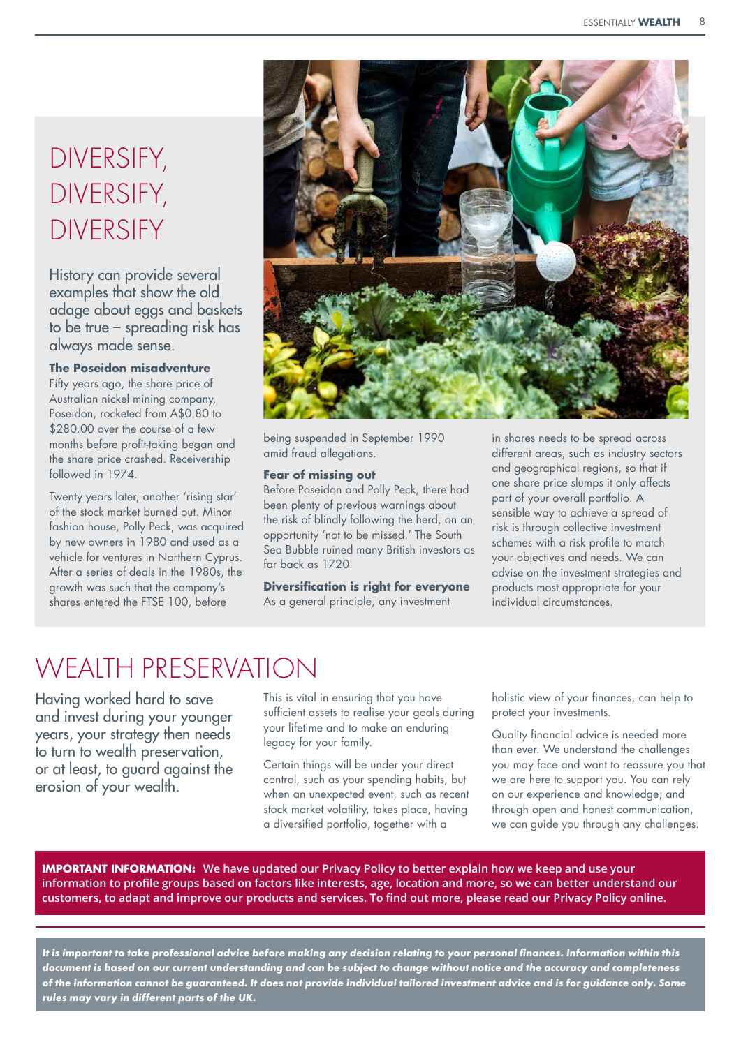# DIVERSIFY, DIVERSIFY, DIVERSIFY

History can provide several examples that show the old adage about eggs and baskets to be true – spreading risk has always made sense.

**The Poseidon misadventure**

Fifty years ago, the share price of Australian nickel mining company, Poseidon, rocketed from A$0.80 to $280.00 over the course of a few months before profit-taking began and the share price crashed. Receivership followed in 1974.

Twenty years later, another 'rising star' of the stock market burned out. Minor fashion house, Polly Peck, was acquired by new owners in 1980 and used as a vehicle for ventures in Northern Cyprus. After a series of deals in the 1980s, the growth was such that the company's shares entered the FTSE 100, before being suspended in September 1990 amid fraud allegations.

**Fear of missing out**

Before Poseidon and Polly Peck, there had been plenty of previous warnings about the risk of blindly following the herd, on an opportunity 'not to be missed.' The South Sea Bubble ruined many British investors as far back as 1720.

**Diversification is right for everyone**

As a general principle, any investment in shares needs to be spread across different areas, such as industry sectors and geographical regions, so that if one share price slumps it only affects part of your overall portfolio. A sensible way to achieve a spread of risk is through collective investment schemes with a risk profile to match your objectives and needs. We can advise on the investment strategies and products most appropriate for your individual circumstances.

# WEALTH PRESERVATION

Having worked hard to save and invest during your younger years, your strategy then needs to turn to wealth preservation, or at least, to guard against the erosion of your wealth.

This is vital in ensuring that you have sufficient assets to realise your goals during your lifetime and to make an enduring legacy for your family.

Certain things will be under your direct control, such as your spending habits, but when an unexpected event, such as recent stock market volatility, takes place, having a diversified portfolio, together with a holistic view of your finances, can help to protect your investments.

Quality financial advice is needed more than ever. We understand the challenges you may face and want to reassure you that we are here to support you. You can rely on our experience and knowledge; and through open and honest communication, we can guide you through any challenges.

**IMPORTANT INFORMATION:** We have updated our Privacy Policy to better explain how we keep and use your information to profile groups based on factors like interests, age, location and more, so we can better understand our customers, to adapt and improve our products and services. To find out more, please read our Privacy Policy online.

***It is important to take professional advice before making any decision relating to your personal finances. Information within this document is based on our current understanding and can be subject to change without notice and the accuracy and completeness of the information cannot be guaranteed. It does not provide individual tailored investment advice and is for guidance only. Some rules may vary in different parts of the UK.***